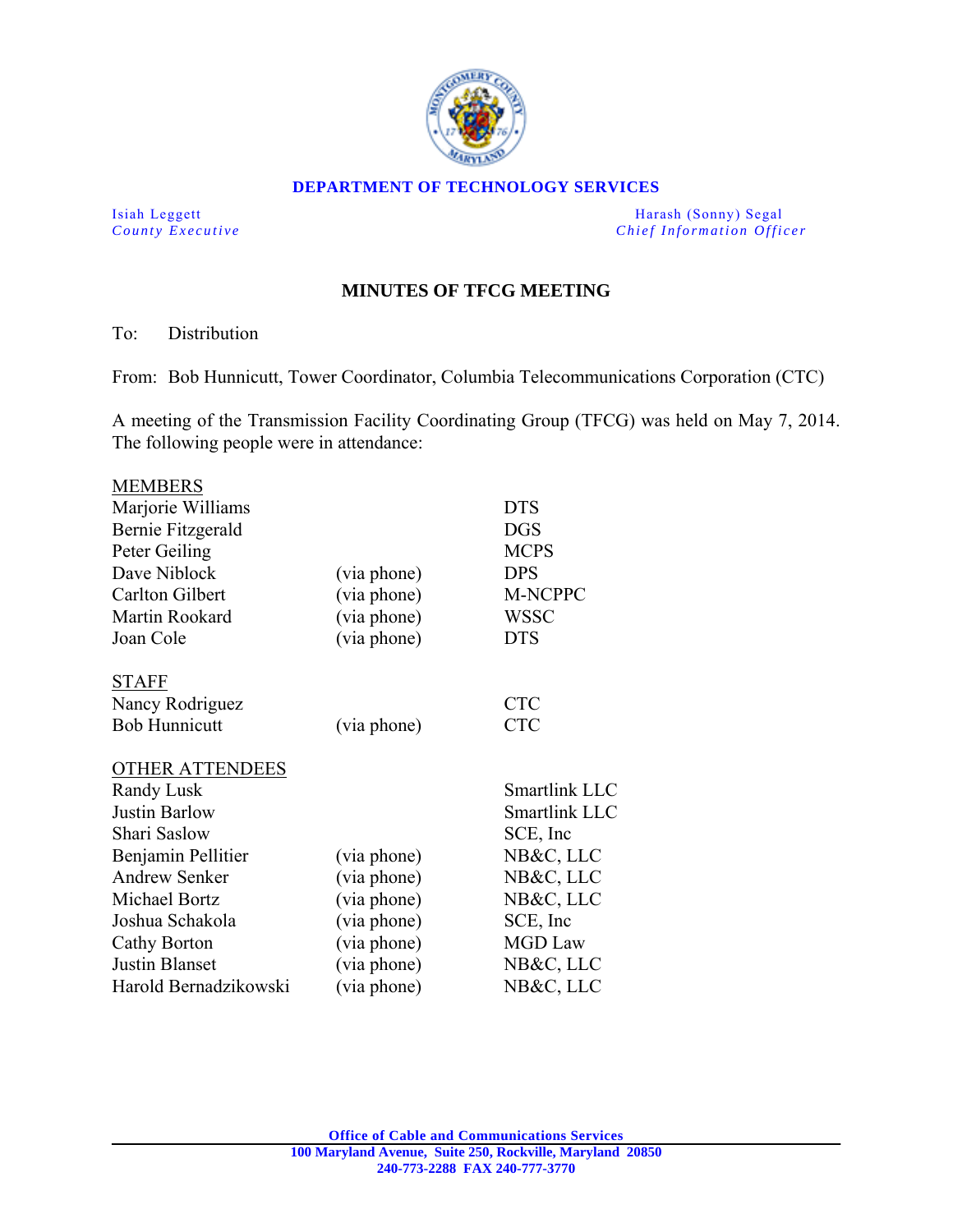**DEPARTMENT OF TECHNOLOGY SERVICES**

Isiah Leggett
*County Executive*

Harash (Sonny) Segal
*Chief Information Officer*

## MINUTES OF TFCG MEETING

To: Distribution

From: Bob Hunnicutt, Tower Coordinator, Columbia Telecommunications Corporation (CTC)

A meeting of the Transmission Facility Coordinating Group (TFCG) was held on May 7, 2014. The following people were in attendance:

<u>MEMBERS</u>

| | | |
|---|---|---|
| Marjorie Williams | | DTS |
| Bernie Fitzgerald | | DGS |
| Peter Geiling | | MCPS |
| Dave Niblock | (via phone) | DPS |
| Carlton Gilbert | (via phone) | M-NCPPC |
| Martin Rookard | (via phone) | WSSC |
| Joan Cole | (via phone) | DTS |

<u>STAFF</u>

| | | |
|---|---|---|
| Nancy Rodriguez | | CTC |
| Bob Hunnicutt | (via phone) | CTC |

<u>OTHER ATTENDEES</u>

| | | |
|---|---|---|
| Randy Lusk | | Smartlink LLC |
| Justin Barlow | | Smartlink LLC |
| Shari Saslow | | SCE, Inc |
| Benjamin Pellitier | (via phone) | NB&C, LLC |
| Andrew Senker | (via phone) | NB&C, LLC |
| Michael Bortz | (via phone) | NB&C, LLC |
| Joshua Schakola | (via phone) | SCE, Inc |
| Cathy Borton | (via phone) | MGD Law |
| Justin Blanset | (via phone) | NB&C, LLC |
| Harold Bernadzikowski | (via phone) | NB&C, LLC |

**Office of Cable and Communications Services**
**100 Maryland Avenue, Suite 250, Rockville, Maryland 20850**
**240-773-2288 FAX 240-777-3770**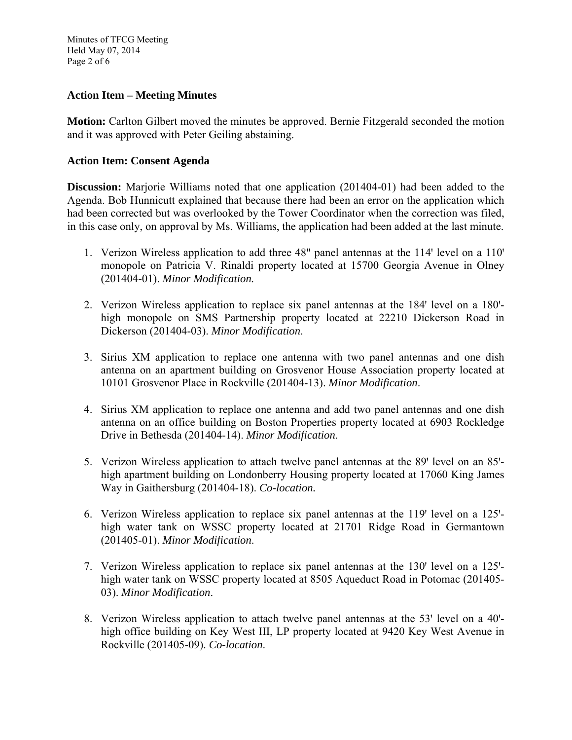**Action Item – Meeting Minutes**

**Motion:** Carlton Gilbert moved the minutes be approved. Bernie Fitzgerald seconded the motion and it was approved with Peter Geiling abstaining.

**Action Item: Consent Agenda**

**Discussion:** Marjorie Williams noted that one application (201404-01) had been added to the Agenda. Bob Hunnicutt explained that because there had been an error on the application which had been corrected but was overlooked by the Tower Coordinator when the correction was filed, in this case only, on approval by Ms. Williams, the application had been added at the last minute.

1. Verizon Wireless application to add three 48" panel antennas at the 114' level on a 110' monopole on Patricia V. Rinaldi property located at 15700 Georgia Avenue in Olney (201404-01). *Minor Modification.*

2. Verizon Wireless application to replace six panel antennas at the 184' level on a 180'-high monopole on SMS Partnership property located at 22210 Dickerson Road in Dickerson (201404-03). *Minor Modification*.

3. Sirius XM application to replace one antenna with two panel antennas and one dish antenna on an apartment building on Grosvenor House Association property located at 10101 Grosvenor Place in Rockville (201404-13). *Minor Modification*.

4. Sirius XM application to replace one antenna and add two panel antennas and one dish antenna on an office building on Boston Properties property located at 6903 Rockledge Drive in Bethesda (201404-14). *Minor Modification*.

5. Verizon Wireless application to attach twelve panel antennas at the 89' level on an 85'-high apartment building on Londonberry Housing property located at 17060 King James Way in Gaithersburg (201404-18). *Co-location.*

6. Verizon Wireless application to replace six panel antennas at the 119' level on a 125'-high water tank on WSSC property located at 21701 Ridge Road in Germantown (201405-01). *Minor Modification*.

7. Verizon Wireless application to replace six panel antennas at the 130' level on a 125'-high water tank on WSSC property located at 8505 Aqueduct Road in Potomac (201405-03). *Minor Modification*.

8. Verizon Wireless application to attach twelve panel antennas at the 53' level on a 40'-high office building on Key West III, LP property located at 9420 Key West Avenue in Rockville (201405-09). *Co-location*.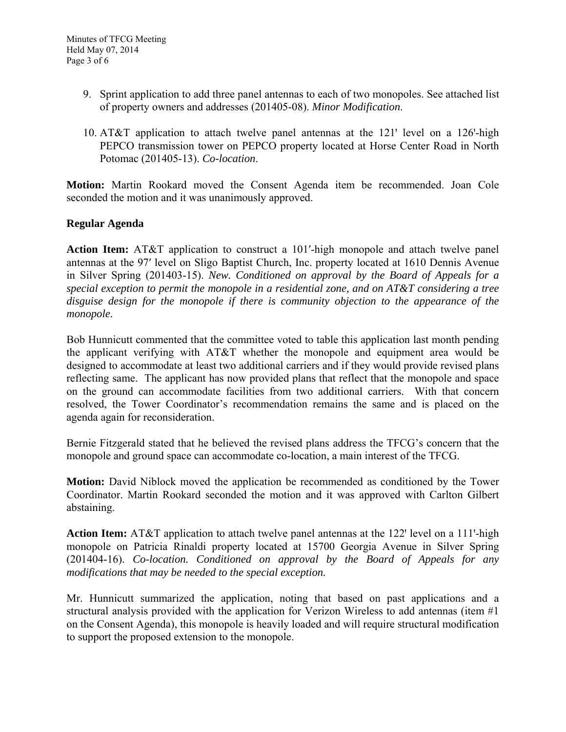9. Sprint application to add three panel antennas to each of two monopoles. See attached list of property owners and addresses (201405-08). *Minor Modification*.

10. AT&T application to attach twelve panel antennas at the 121' level on a 126'-high PEPCO transmission tower on PEPCO property located at Horse Center Road in North Potomac (201405-13). *Co-location*.

**Motion:** Martin Rookard moved the Consent Agenda item be recommended. Joan Cole seconded the motion and it was unanimously approved.

**Regular Agenda**

**Action Item:** AT&T application to construct a 101′-high monopole and attach twelve panel antennas at the 97′ level on Sligo Baptist Church, Inc. property located at 1610 Dennis Avenue in Silver Spring (201403-15). *New. Conditioned on approval by the Board of Appeals for a special exception to permit the monopole in a residential zone, and on AT&T considering a tree disguise design for the monopole if there is community objection to the appearance of the monopole.*

Bob Hunnicutt commented that the committee voted to table this application last month pending the applicant verifying with AT&T whether the monopole and equipment area would be designed to accommodate at least two additional carriers and if they would provide revised plans reflecting same. The applicant has now provided plans that reflect that the monopole and space on the ground can accommodate facilities from two additional carriers. With that concern resolved, the Tower Coordinator's recommendation remains the same and is placed on the agenda again for reconsideration.

Bernie Fitzgerald stated that he believed the revised plans address the TFCG's concern that the monopole and ground space can accommodate co-location, a main interest of the TFCG.

**Motion:** David Niblock moved the application be recommended as conditioned by the Tower Coordinator. Martin Rookard seconded the motion and it was approved with Carlton Gilbert abstaining.

**Action Item:** AT&T application to attach twelve panel antennas at the 122' level on a 111'-high monopole on Patricia Rinaldi property located at 15700 Georgia Avenue in Silver Spring (201404-16). *Co-location. Conditioned on approval by the Board of Appeals for any modifications that may be needed to the special exception.*

Mr. Hunnicutt summarized the application, noting that based on past applications and a structural analysis provided with the application for Verizon Wireless to add antennas (item #1 on the Consent Agenda), this monopole is heavily loaded and will require structural modification to support the proposed extension to the monopole.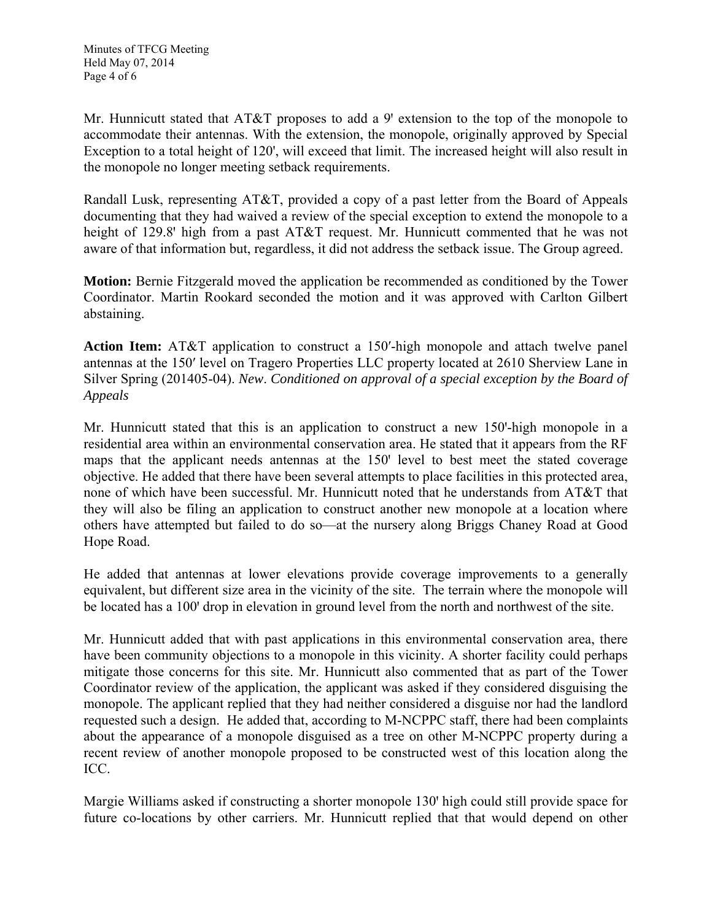Mr. Hunnicutt stated that AT&T proposes to add a 9' extension to the top of the monopole to accommodate their antennas. With the extension, the monopole, originally approved by Special Exception to a total height of 120', will exceed that limit. The increased height will also result in the monopole no longer meeting setback requirements.

Randall Lusk, representing AT&T, provided a copy of a past letter from the Board of Appeals documenting that they had waived a review of the special exception to extend the monopole to a height of 129.8' high from a past AT&T request. Mr. Hunnicutt commented that he was not aware of that information but, regardless, it did not address the setback issue. The Group agreed.

**Motion:** Bernie Fitzgerald moved the application be recommended as conditioned by the Tower Coordinator. Martin Rookard seconded the motion and it was approved with Carlton Gilbert abstaining.

**Action Item:** AT&T application to construct a 150′-high monopole and attach twelve panel antennas at the 150′ level on Tragero Properties LLC property located at 2610 Sherview Lane in Silver Spring (201405-04). *New*. *Conditioned on approval of a special exception by the Board of Appeals*

Mr. Hunnicutt stated that this is an application to construct a new 150'-high monopole in a residential area within an environmental conservation area. He stated that it appears from the RF maps that the applicant needs antennas at the 150' level to best meet the stated coverage objective. He added that there have been several attempts to place facilities in this protected area, none of which have been successful. Mr. Hunnicutt noted that he understands from AT&T that they will also be filing an application to construct another new monopole at a location where others have attempted but failed to do so—at the nursery along Briggs Chaney Road at Good Hope Road.

He added that antennas at lower elevations provide coverage improvements to a generally equivalent, but different size area in the vicinity of the site. The terrain where the monopole will be located has a 100' drop in elevation in ground level from the north and northwest of the site.

Mr. Hunnicutt added that with past applications in this environmental conservation area, there have been community objections to a monopole in this vicinity. A shorter facility could perhaps mitigate those concerns for this site. Mr. Hunnicutt also commented that as part of the Tower Coordinator review of the application, the applicant was asked if they considered disguising the monopole. The applicant replied that they had neither considered a disguise nor had the landlord requested such a design. He added that, according to M-NCPPC staff, there had been complaints about the appearance of a monopole disguised as a tree on other M-NCPPC property during a recent review of another monopole proposed to be constructed west of this location along the ICC.

Margie Williams asked if constructing a shorter monopole 130' high could still provide space for future co-locations by other carriers. Mr. Hunnicutt replied that that would depend on other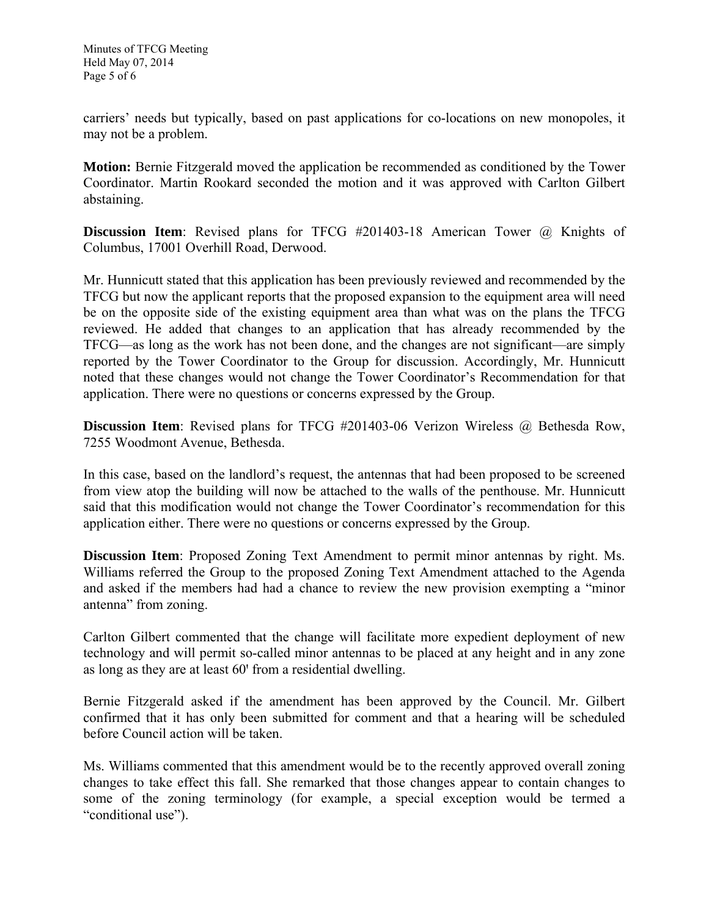carriers' needs but typically, based on past applications for co-locations on new monopoles, it may not be a problem.

**Motion:** Bernie Fitzgerald moved the application be recommended as conditioned by the Tower Coordinator. Martin Rookard seconded the motion and it was approved with Carlton Gilbert abstaining.

**Discussion Item**: Revised plans for TFCG #201403-18 American Tower @ Knights of Columbus, 17001 Overhill Road, Derwood.

Mr. Hunnicutt stated that this application has been previously reviewed and recommended by the TFCG but now the applicant reports that the proposed expansion to the equipment area will need be on the opposite side of the existing equipment area than what was on the plans the TFCG reviewed. He added that changes to an application that has already recommended by the TFCG—as long as the work has not been done, and the changes are not significant—are simply reported by the Tower Coordinator to the Group for discussion. Accordingly, Mr. Hunnicutt noted that these changes would not change the Tower Coordinator's Recommendation for that application. There were no questions or concerns expressed by the Group.

**Discussion Item**: Revised plans for TFCG #201403-06 Verizon Wireless @ Bethesda Row, 7255 Woodmont Avenue, Bethesda.

In this case, based on the landlord's request, the antennas that had been proposed to be screened from view atop the building will now be attached to the walls of the penthouse. Mr. Hunnicutt said that this modification would not change the Tower Coordinator's recommendation for this application either. There were no questions or concerns expressed by the Group.

**Discussion Item**: Proposed Zoning Text Amendment to permit minor antennas by right. Ms. Williams referred the Group to the proposed Zoning Text Amendment attached to the Agenda and asked if the members had had a chance to review the new provision exempting a "minor antenna" from zoning.

Carlton Gilbert commented that the change will facilitate more expedient deployment of new technology and will permit so-called minor antennas to be placed at any height and in any zone as long as they are at least 60' from a residential dwelling.

Bernie Fitzgerald asked if the amendment has been approved by the Council. Mr. Gilbert confirmed that it has only been submitted for comment and that a hearing will be scheduled before Council action will be taken.

Ms. Williams commented that this amendment would be to the recently approved overall zoning changes to take effect this fall. She remarked that those changes appear to contain changes to some of the zoning terminology (for example, a special exception would be termed a "conditional use").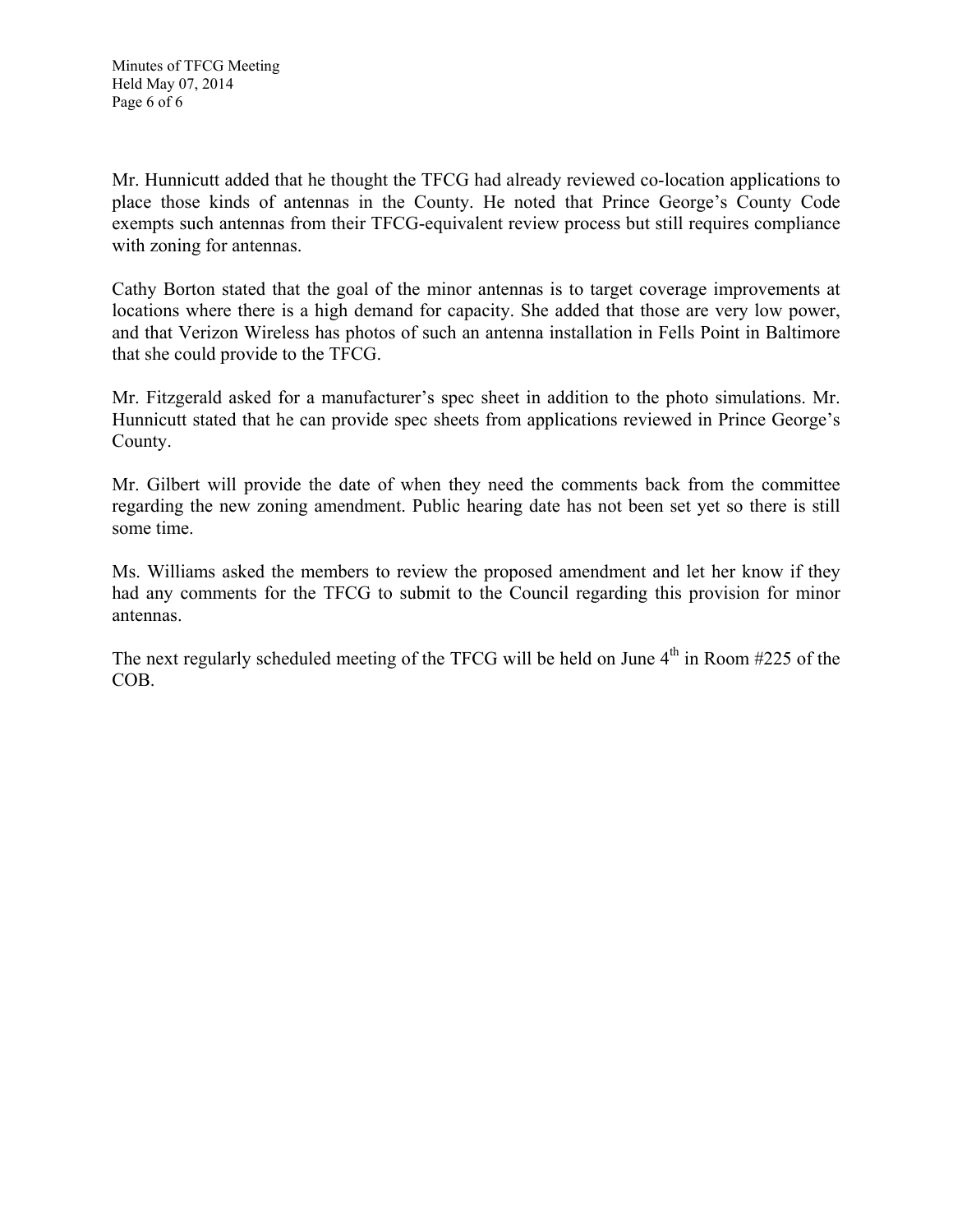Mr. Hunnicutt added that he thought the TFCG had already reviewed co-location applications to place those kinds of antennas in the County. He noted that Prince George's County Code exempts such antennas from their TFCG-equivalent review process but still requires compliance with zoning for antennas.

Cathy Borton stated that the goal of the minor antennas is to target coverage improvements at locations where there is a high demand for capacity. She added that those are very low power, and that Verizon Wireless has photos of such an antenna installation in Fells Point in Baltimore that she could provide to the TFCG.

Mr. Fitzgerald asked for a manufacturer's spec sheet in addition to the photo simulations. Mr. Hunnicutt stated that he can provide spec sheets from applications reviewed in Prince George's County.

Mr. Gilbert will provide the date of when they need the comments back from the committee regarding the new zoning amendment. Public hearing date has not been set yet so there is still some time.

Ms. Williams asked the members to review the proposed amendment and let her know if they had any comments for the TFCG to submit to the Council regarding this provision for minor antennas.

The next regularly scheduled meeting of the TFCG will be held on June 4th in Room #225 of the COB.